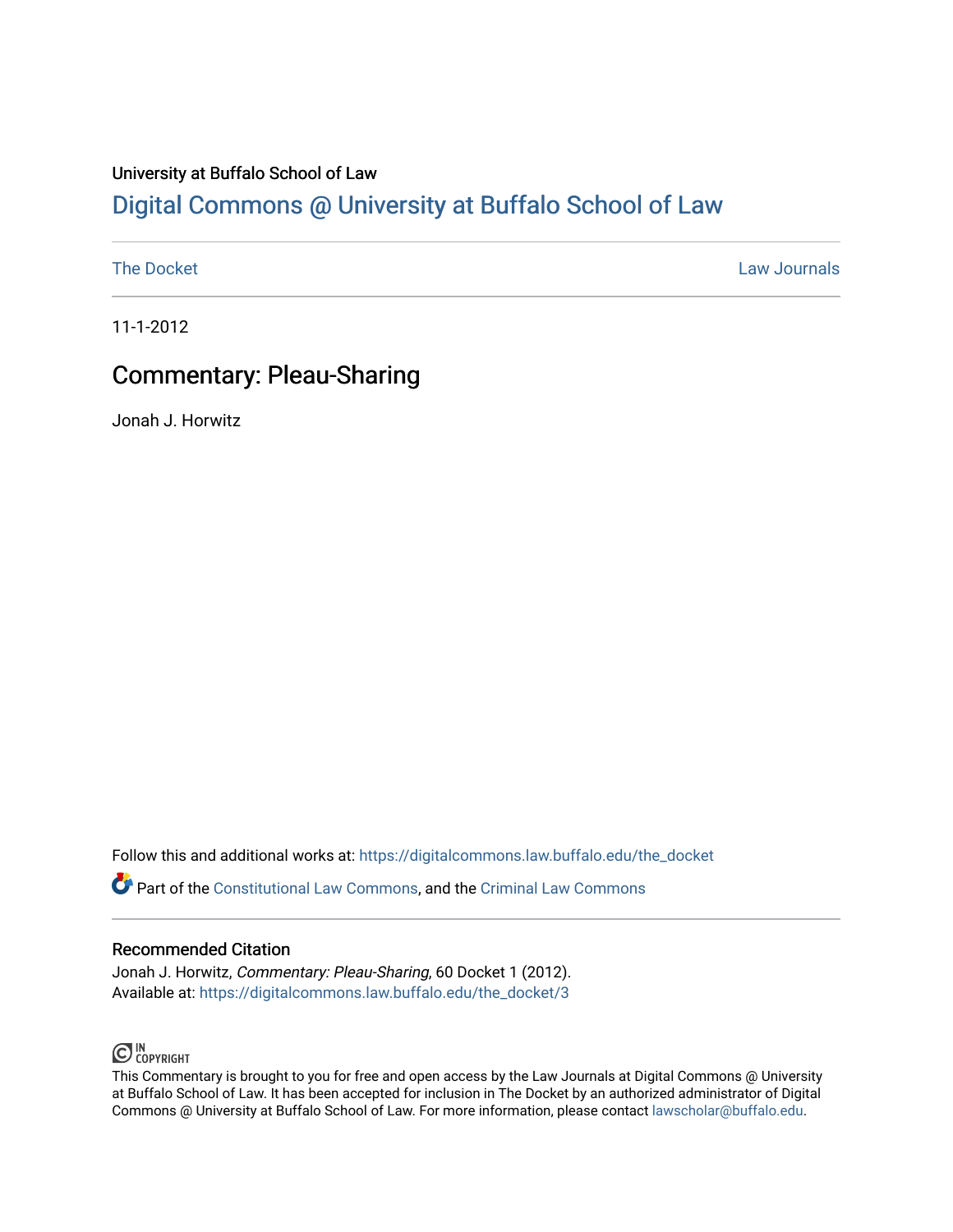University at Buffalo School of Law

# Digital Commons @ University at Buffalo School of Law

The Docket | Law Journals

11-1-2012

## Commentary: Pleau-Sharing

Jonah J. Horwitz

Follow this and additional works at: https://digitalcommons.law.buffalo.edu/the_docket

Part of the Constitutional Law Commons, and the Criminal Law Commons

### Recommended Citation

Jonah J. Horwitz, *Commentary: Pleau-Sharing*, 60 Docket 1 (2012).
Available at: https://digitalcommons.law.buffalo.edu/the_docket/3

IN COPYRIGHT

This Commentary is brought to you for free and open access by the Law Journals at Digital Commons @ University at Buffalo School of Law. It has been accepted for inclusion in The Docket by an authorized administrator of Digital Commons @ University at Buffalo School of Law. For more information, please contact lawscholar@buffalo.edu.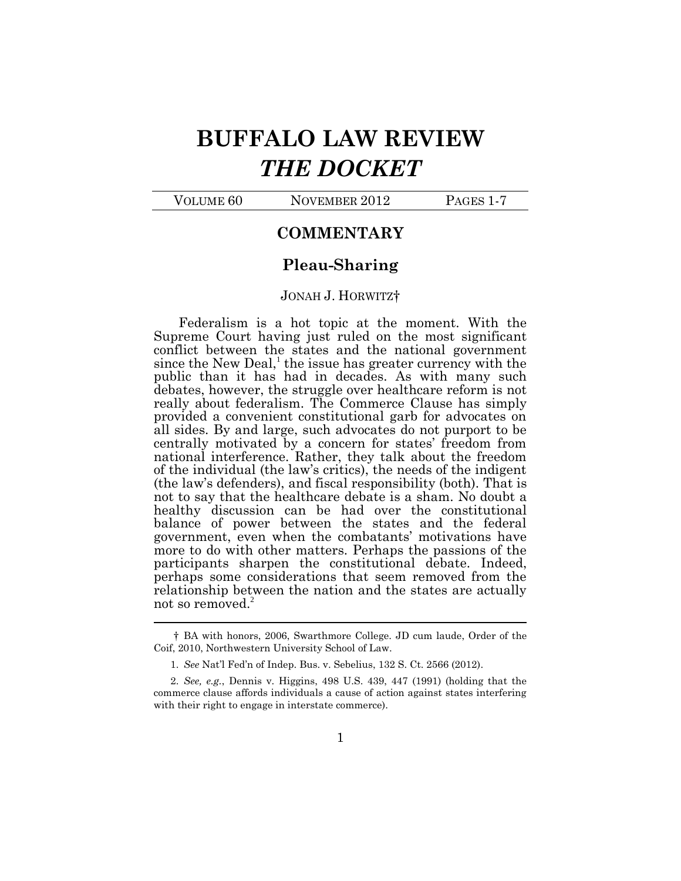# BUFFALO LAW REVIEW
# *THE DOCKET*

VOLUME 60 NOVEMBER 2012 PAGES 1-7

## COMMENTARY

## Pleau-Sharing

JONAH J. HORWITZ†

Federalism is a hot topic at the moment. With the Supreme Court having just ruled on the most significant conflict between the states and the national government since the New Deal,[1] the issue has greater currency with the public than it has had in decades. As with many such debates, however, the struggle over healthcare reform is not really about federalism. The Commerce Clause has simply provided a convenient constitutional garb for advocates on all sides. By and large, such advocates do not purport to be centrally motivated by a concern for states' freedom from national interference. Rather, they talk about the freedom of the individual (the law's critics), the needs of the indigent (the law's defenders), and fiscal responsibility (both). That is not to say that the healthcare debate is a sham. No doubt a healthy discussion can be had over the constitutional balance of power between the states and the federal government, even when the combatants' motivations have more to do with other matters. Perhaps the passions of the participants sharpen the constitutional debate. Indeed, perhaps some considerations that seem removed from the relationship between the nation and the states are actually not so removed.[2]

---

† BA with honors, 2006, Swarthmore College. JD cum laude, Order of the Coif, 2010, Northwestern University School of Law.

1. *See* Nat'l Fed'n of Indep. Bus. v. Sebelius, 132 S. Ct. 2566 (2012).

2. *See, e.g.*, Dennis v. Higgins, 498 U.S. 439, 447 (1991) (holding that the commerce clause affords individuals a cause of action against states interfering with their right to engage in interstate commerce).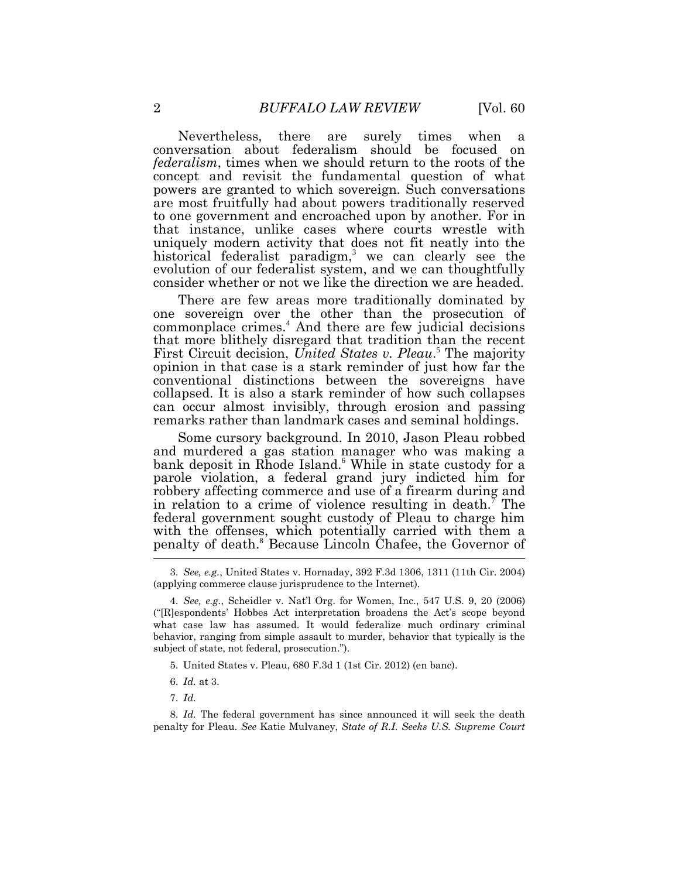Nevertheless, there are surely times when a conversation about federalism should be focused on *federalism*, times when we should return to the roots of the concept and revisit the fundamental question of what powers are granted to which sovereign. Such conversations are most fruitfully had about powers traditionally reserved to one government and encroached upon by another. For in that instance, unlike cases where courts wrestle with uniquely modern activity that does not fit neatly into the historical federalist paradigm,[3] we can clearly see the evolution of our federalist system, and we can thoughtfully consider whether or not we like the direction we are headed.

There are few areas more traditionally dominated by one sovereign over the other than the prosecution of commonplace crimes.[4] And there are few judicial decisions that more blithely disregard that tradition than the recent First Circuit decision, *United States v. Pleau*.[5] The majority opinion in that case is a stark reminder of just how far the conventional distinctions between the sovereigns have collapsed. It is also a stark reminder of how such collapses can occur almost invisibly, through erosion and passing remarks rather than landmark cases and seminal holdings.

Some cursory background. In 2010, Jason Pleau robbed and murdered a gas station manager who was making a bank deposit in Rhode Island.[6] While in state custody for a parole violation, a federal grand jury indicted him for robbery affecting commerce and use of a firearm during and in relation to a crime of violence resulting in death.[7] The federal government sought custody of Pleau to charge him with the offenses, which potentially carried with them a penalty of death.[8] Because Lincoln Chafee, the Governor of

---

3. *See, e.g.*, United States v. Hornaday, 392 F.3d 1306, 1311 (11th Cir. 2004) (applying commerce clause jurisprudence to the Internet).

4. *See, e.g.*, Scheidler v. Nat'l Org. for Women, Inc., 547 U.S. 9, 20 (2006) ("[R]espondents' Hobbes Act interpretation broadens the Act's scope beyond what case law has assumed. It would federalize much ordinary criminal behavior, ranging from simple assault to murder, behavior that typically is the subject of state, not federal, prosecution.").

5. United States v. Pleau, 680 F.3d 1 (1st Cir. 2012) (en banc).

6. *Id.* at 3.

7. *Id.*

8. *Id.* The federal government has since announced it will seek the death penalty for Pleau. *See* Katie Mulvaney, *State of R.I. Seeks U.S. Supreme Court*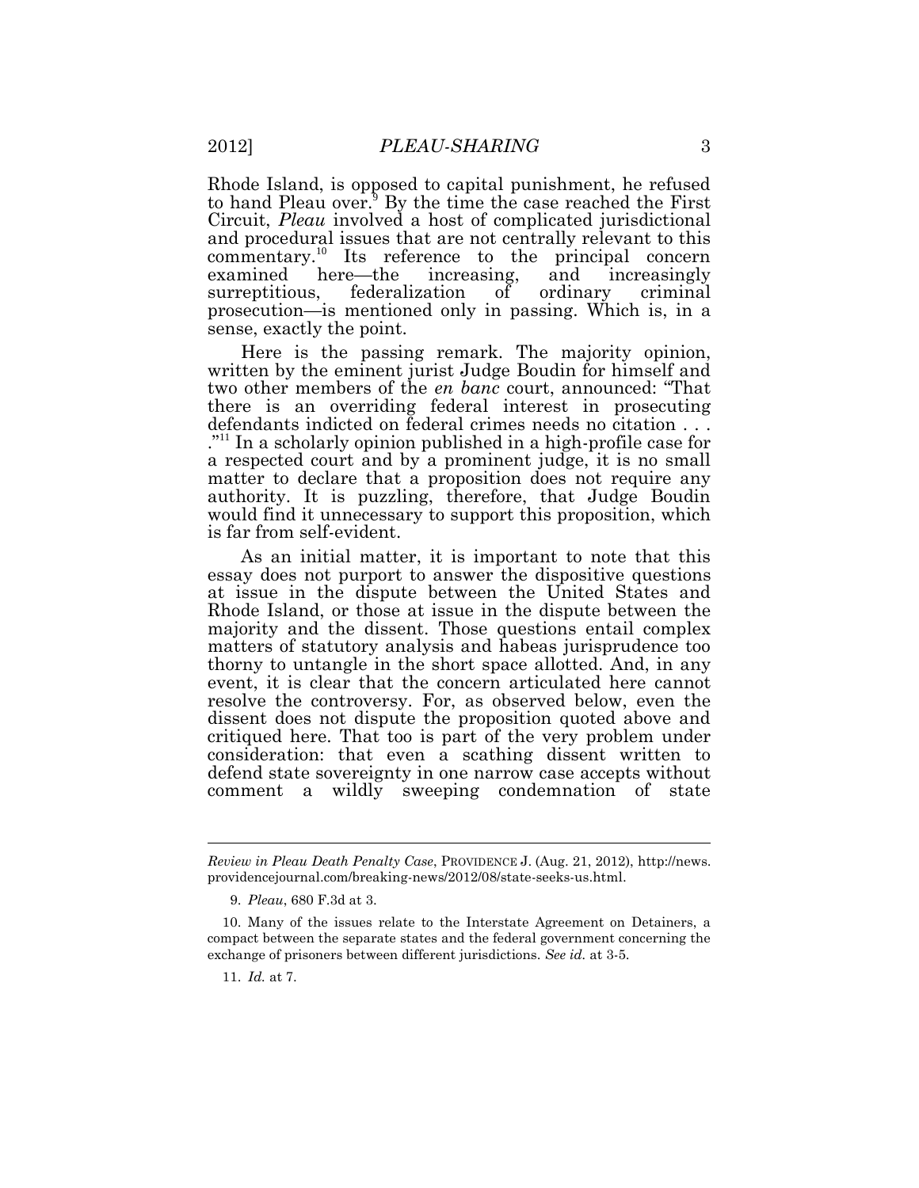Rhode Island, is opposed to capital punishment, he refused to hand Pleau over.[9] By the time the case reached the First Circuit, *Pleau* involved a host of complicated jurisdictional and procedural issues that are not centrally relevant to this commentary.[10] Its reference to the principal concern examined here—the increasing, and increasingly surreptitious, federalization of ordinary criminal prosecution—is mentioned only in passing. Which is, in a sense, exactly the point.

Here is the passing remark. The majority opinion, written by the eminent jurist Judge Boudin for himself and two other members of the *en banc* court, announced: "That there is an overriding federal interest in prosecuting defendants indicted on federal crimes needs no citation . . . ."[11] In a scholarly opinion published in a high-profile case for a respected court and by a prominent judge, it is no small matter to declare that a proposition does not require any authority. It is puzzling, therefore, that Judge Boudin would find it unnecessary to support this proposition, which is far from self-evident.

As an initial matter, it is important to note that this essay does not purport to answer the dispositive questions at issue in the dispute between the United States and Rhode Island, or those at issue in the dispute between the majority and the dissent. Those questions entail complex matters of statutory analysis and habeas jurisprudence too thorny to untangle in the short space allotted. And, in any event, it is clear that the concern articulated here cannot resolve the controversy. For, as observed below, even the dissent does not dispute the proposition quoted above and critiqued here. That too is part of the very problem under consideration: that even a scathing dissent written to defend state sovereignty in one narrow case accepts without comment a wildly sweeping condemnation of state

---

*Review in Pleau Death Penalty Case*, PROVIDENCE J. (Aug. 21, 2012), http://news.providencejournal.com/breaking-news/2012/08/state-seeks-us.html.

9. *Pleau*, 680 F.3d at 3.

10. Many of the issues relate to the Interstate Agreement on Detainers, a compact between the separate states and the federal government concerning the exchange of prisoners between different jurisdictions. *See id.* at 3-5.

11. *Id.* at 7.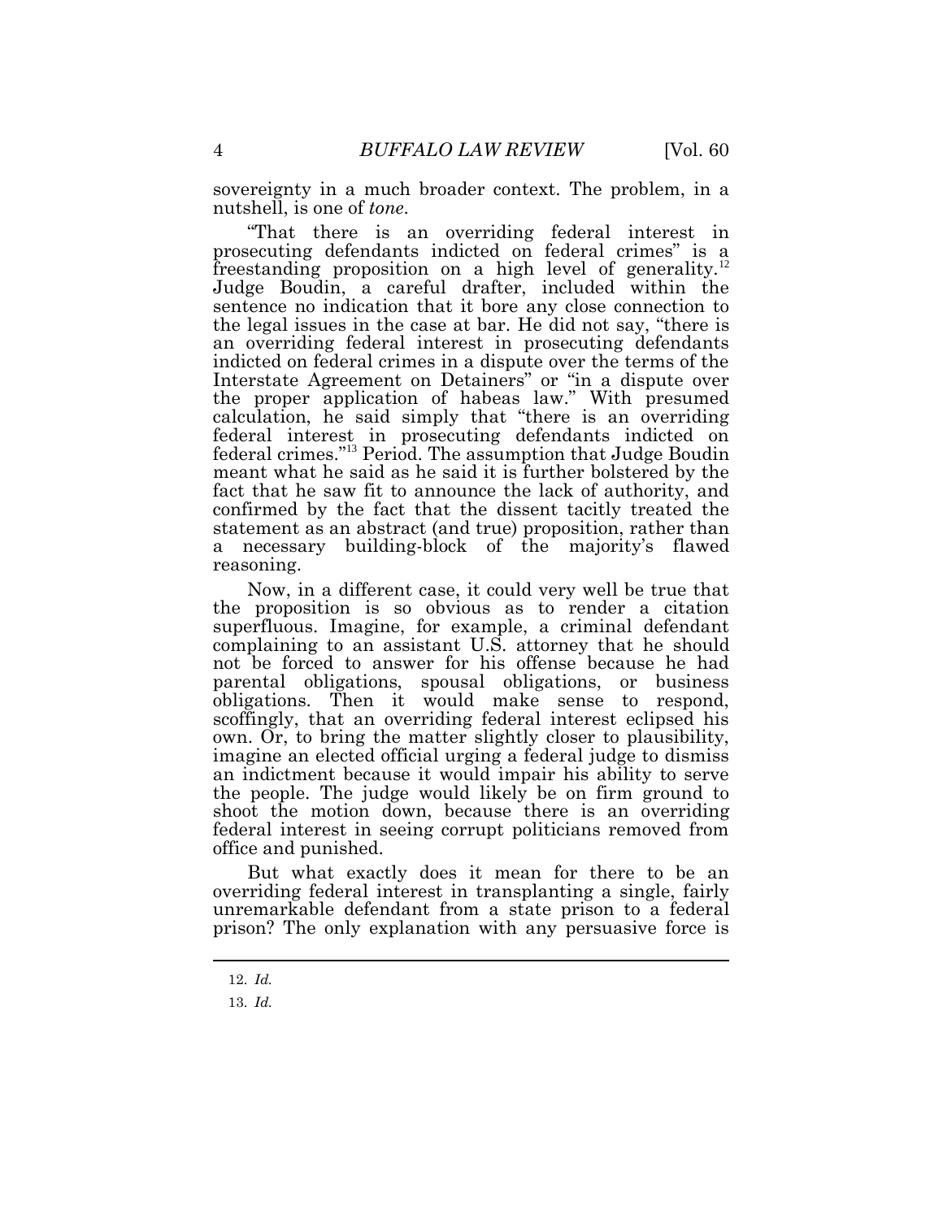sovereignty in a much broader context. The problem, in a nutshell, is one of *tone*.

"That there is an overriding federal interest in prosecuting defendants indicted on federal crimes" is a freestanding proposition on a high level of generality.[12] Judge Boudin, a careful drafter, included within the sentence no indication that it bore any close connection to the legal issues in the case at bar. He did not say, "there is an overriding federal interest in prosecuting defendants indicted on federal crimes in a dispute over the terms of the Interstate Agreement on Detainers" or "in a dispute over the proper application of habeas law." With presumed calculation, he said simply that "there is an overriding federal interest in prosecuting defendants indicted on federal crimes."[13] Period. The assumption that Judge Boudin meant what he said as he said it is further bolstered by the fact that he saw fit to announce the lack of authority, and confirmed by the fact that the dissent tacitly treated the statement as an abstract (and true) proposition, rather than a necessary building-block of the majority's flawed reasoning.

Now, in a different case, it could very well be true that the proposition is so obvious as to render a citation superfluous. Imagine, for example, a criminal defendant complaining to an assistant U.S. attorney that he should not be forced to answer for his offense because he had parental obligations, spousal obligations, or business obligations. Then it would make sense to respond, scoffingly, that an overriding federal interest eclipsed his own. Or, to bring the matter slightly closer to plausibility, imagine an elected official urging a federal judge to dismiss an indictment because it would impair his ability to serve the people. The judge would likely be on firm ground to shoot the motion down, because there is an overriding federal interest in seeing corrupt politicians removed from office and punished.

But what exactly does it mean for there to be an overriding federal interest in transplanting a single, fairly unremarkable defendant from a state prison to a federal prison? The only explanation with any persuasive force is

12. *Id.*

13. *Id.*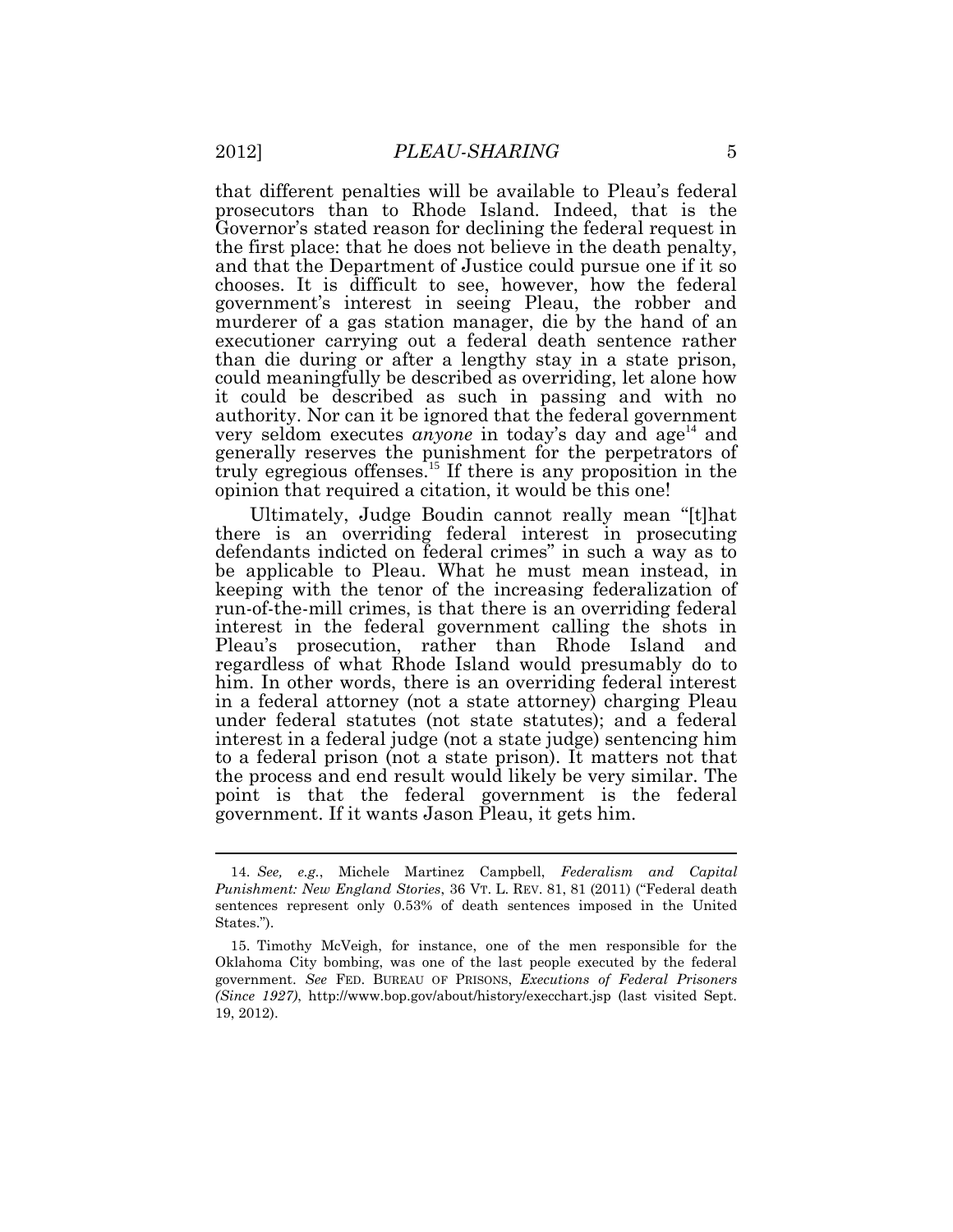that different penalties will be available to Pleau's federal prosecutors than to Rhode Island. Indeed, that is the Governor's stated reason for declining the federal request in the first place: that he does not believe in the death penalty, and that the Department of Justice could pursue one if it so chooses. It is difficult to see, however, how the federal government's interest in seeing Pleau, the robber and murderer of a gas station manager, die by the hand of an executioner carrying out a federal death sentence rather than die during or after a lengthy stay in a state prison, could meaningfully be described as overriding, let alone how it could be described as such in passing and with no authority. Nor can it be ignored that the federal government very seldom executes *anyone* in today's day and age[14] and generally reserves the punishment for the perpetrators of truly egregious offenses.[15] If there is any proposition in the opinion that required a citation, it would be this one!

Ultimately, Judge Boudin cannot really mean "[t]hat there is an overriding federal interest in prosecuting defendants indicted on federal crimes" in such a way as to be applicable to Pleau. What he must mean instead, in keeping with the tenor of the increasing federalization of run-of-the-mill crimes, is that there is an overriding federal interest in the federal government calling the shots in Pleau's prosecution, rather than Rhode Island and regardless of what Rhode Island would presumably do to him. In other words, there is an overriding federal interest in a federal attorney (not a state attorney) charging Pleau under federal statutes (not state statutes); and a federal interest in a federal judge (not a state judge) sentencing him to a federal prison (not a state prison). It matters not that the process and end result would likely be very similar. The point is that the federal government is the federal government. If it wants Jason Pleau, it gets him.

---

14. *See, e.g.*, Michele Martinez Campbell, *Federalism and Capital Punishment: New England Stories*, 36 VT. L. REV. 81, 81 (2011) ("Federal death sentences represent only 0.53% of death sentences imposed in the United States.").

15. Timothy McVeigh, for instance, one of the men responsible for the Oklahoma City bombing, was one of the last people executed by the federal government. *See* FED. BUREAU OF PRISONS, *Executions of Federal Prisoners (Since 1927)*, http://www.bop.gov/about/history/execchart.jsp (last visited Sept. 19, 2012).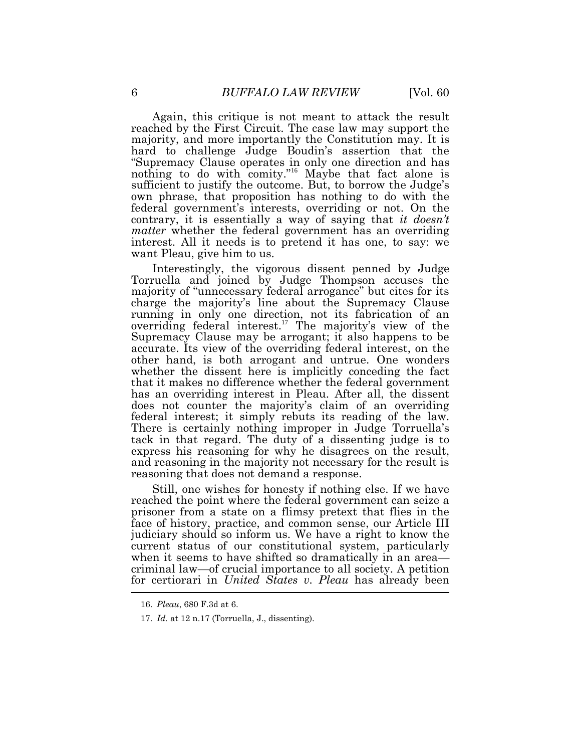Again, this critique is not meant to attack the result reached by the First Circuit. The case law may support the majority, and more importantly the Constitution may. It is hard to challenge Judge Boudin's assertion that the "Supremacy Clause operates in only one direction and has nothing to do with comity."[16] Maybe that fact alone is sufficient to justify the outcome. But, to borrow the Judge's own phrase, that proposition has nothing to do with the federal government's interests, overriding or not. On the contrary, it is essentially a way of saying that *it doesn't matter* whether the federal government has an overriding interest. All it needs is to pretend it has one, to say: we want Pleau, give him to us.

Interestingly, the vigorous dissent penned by Judge Torruella and joined by Judge Thompson accuses the majority of "unnecessary federal arrogance" but cites for its charge the majority's line about the Supremacy Clause running in only one direction, not its fabrication of an overriding federal interest.[17] The majority's view of the Supremacy Clause may be arrogant; it also happens to be accurate. Its view of the overriding federal interest, on the other hand, is both arrogant and untrue. One wonders whether the dissent here is implicitly conceding the fact that it makes no difference whether the federal government has an overriding interest in Pleau. After all, the dissent does not counter the majority's claim of an overriding federal interest; it simply rebuts its reading of the law. There is certainly nothing improper in Judge Torruella's tack in that regard. The duty of a dissenting judge is to express his reasoning for why he disagrees on the result, and reasoning in the majority not necessary for the result is reasoning that does not demand a response.

Still, one wishes for honesty if nothing else. If we have reached the point where the federal government can seize a prisoner from a state on a flimsy pretext that flies in the face of history, practice, and common sense, our Article III judiciary should so inform us. We have a right to know the current status of our constitutional system, particularly when it seems to have shifted so dramatically in an area—criminal law—of crucial importance to all society. A petition for certiorari in *United States v. Pleau* has already been

16. *Pleau*, 680 F.3d at 6.

17. *Id.* at 12 n.17 (Torruella, J., dissenting).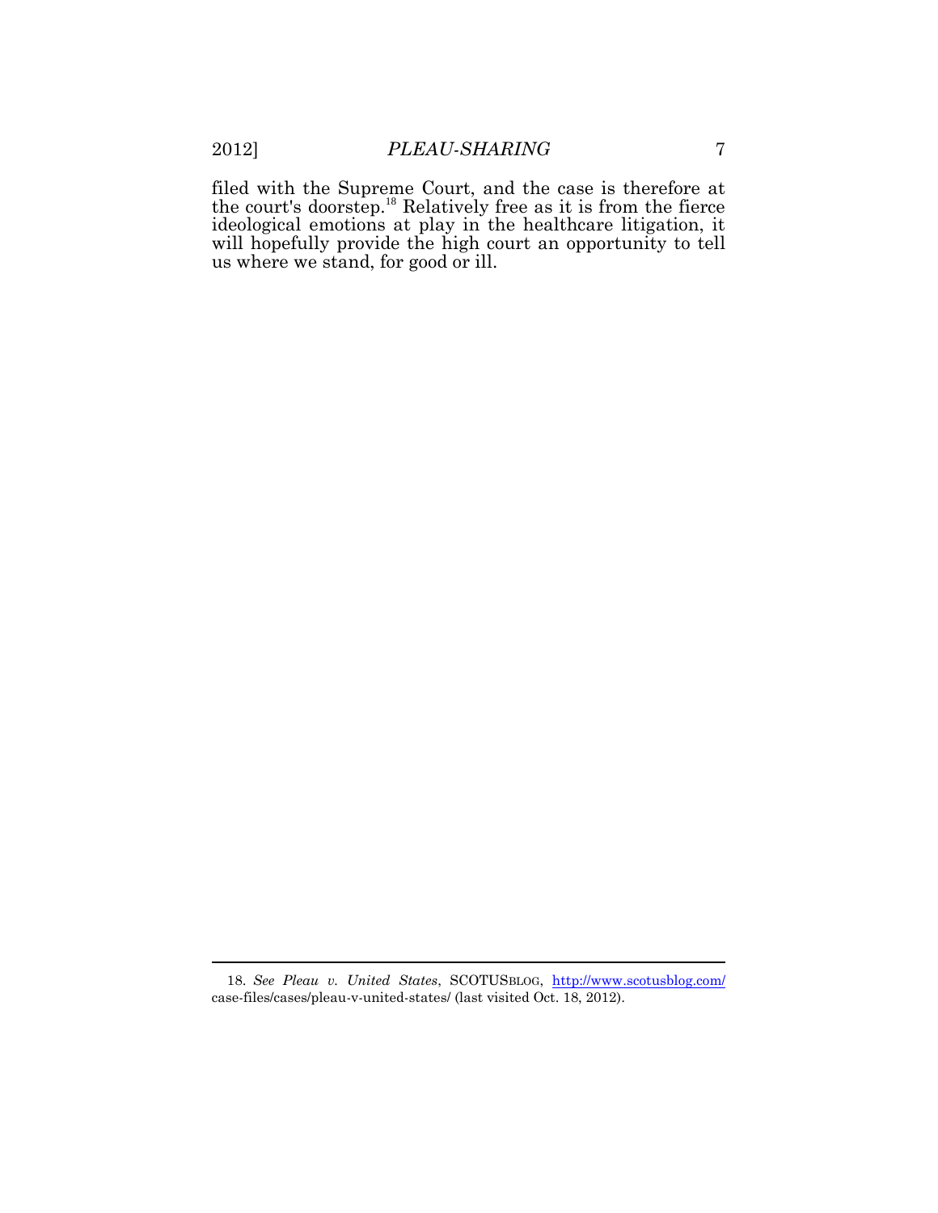filed with the Supreme Court, and the case is therefore at the court's doorstep.[18] Relatively free as it is from the fierce ideological emotions at play in the healthcare litigation, it will hopefully provide the high court an opportunity to tell us where we stand, for good or ill.

---

18. *See Pleau v. United States*, SCOTUSBLOG, http://www.scotusblog.com/case-files/cases/pleau-v-united-states/ (last visited Oct. 18, 2012).